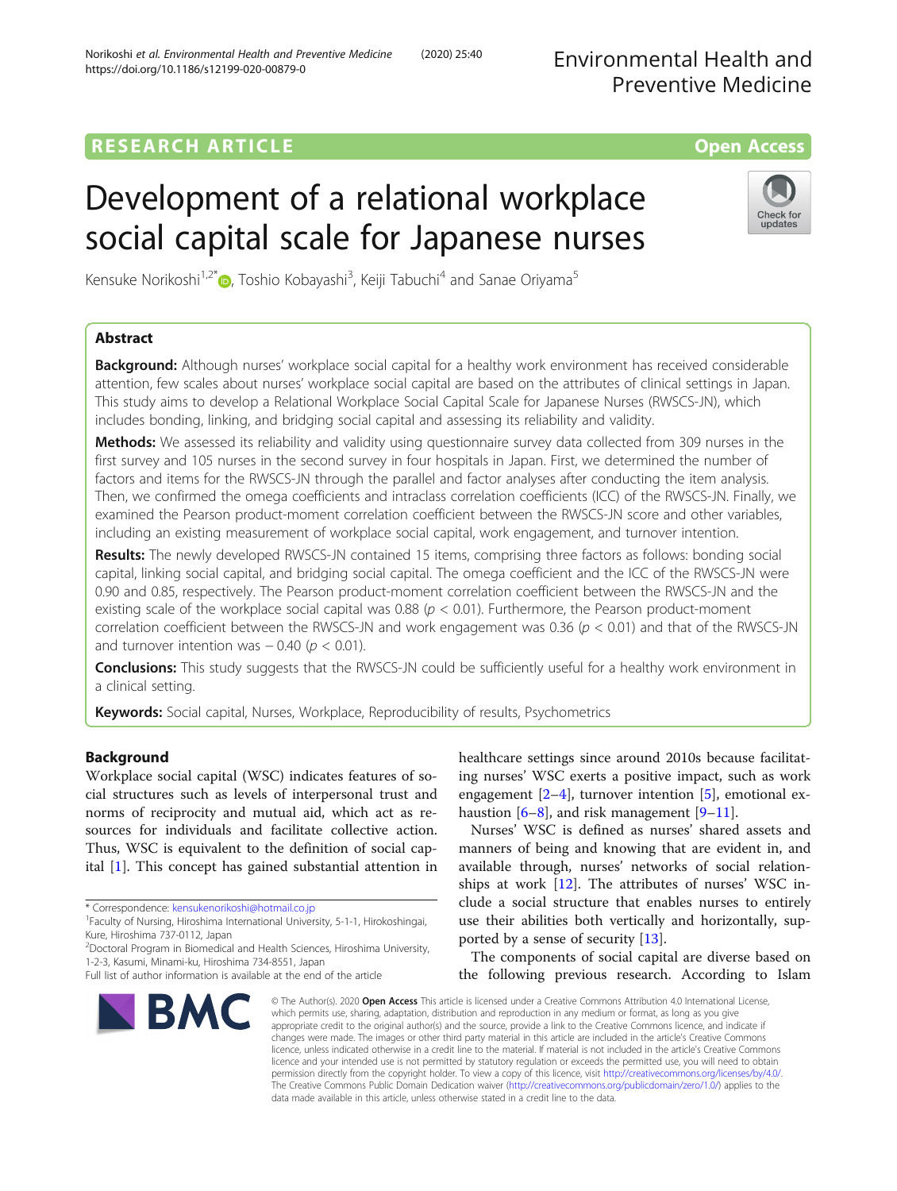RESEARCH ARTICLE

Open Access

# Development of a relational workplace social capital scale for Japanese nurses

Kensuke Norikoshi[1,2*], Toshio Kobayashi[3], Keiji Tabuchi[4] and Sanae Oriyama[5]

## Abstract

**Background:** Although nurses' workplace social capital for a healthy work environment has received considerable attention, few scales about nurses' workplace social capital are based on the attributes of clinical settings in Japan. This study aims to develop a Relational Workplace Social Capital Scale for Japanese Nurses (RWSCS-JN), which includes bonding, linking, and bridging social capital and assessing its reliability and validity.

**Methods:** We assessed its reliability and validity using questionnaire survey data collected from 309 nurses in the first survey and 105 nurses in the second survey in four hospitals in Japan. First, we determined the number of factors and items for the RWSCS-JN through the parallel and factor analyses after conducting the item analysis. Then, we confirmed the omega coefficients and intraclass correlation coefficients (ICC) of the RWSCS-JN. Finally, we examined the Pearson product-moment correlation coefficient between the RWSCS-JN score and other variables, including an existing measurement of workplace social capital, work engagement, and turnover intention.

**Results:** The newly developed RWSCS-JN contained 15 items, comprising three factors as follows: bonding social capital, linking social capital, and bridging social capital. The omega coefficient and the ICC of the RWSCS-JN were 0.90 and 0.85, respectively. The Pearson product-moment correlation coefficient between the RWSCS-JN and the existing scale of the workplace social capital was 0.88 ($p < 0.01$). Furthermore, the Pearson product-moment correlation coefficient between the RWSCS-JN and work engagement was 0.36 ($p < 0.01$) and that of the RWSCS-JN and turnover intention was − 0.40 ($p < 0.01$).

**Conclusions:** This study suggests that the RWSCS-JN could be sufficiently useful for a healthy work environment in a clinical setting.

**Keywords:** Social capital, Nurses, Workplace, Reproducibility of results, Psychometrics

## Background

Workplace social capital (WSC) indicates features of social structures such as levels of interpersonal trust and norms of reciprocity and mutual aid, which act as resources for individuals and facilitate collective action. Thus, WSC is equivalent to the definition of social capital [1]. This concept has gained substantial attention in healthcare settings since around 2010s because facilitating nurses' WSC exerts a positive impact, such as work engagement [2–4], turnover intention [5], emotional exhaustion [6–8], and risk management [9–11].

Nurses' WSC is defined as nurses' shared assets and manners of being and knowing that are evident in, and available through, nurses' networks of social relationships at work [12]. The attributes of nurses' WSC include a social structure that enables nurses to entirely use their abilities both vertically and horizontally, supported by a sense of security [13].

The components of social capital are diverse based on the following previous research. According to Islam

\* Correspondence: kensukenorikoshi@hotmail.co.jp
[1]Faculty of Nursing, Hiroshima International University, 5-1-1, Hirokoshingai, Kure, Hiroshima 737-0112, Japan
[2]Doctoral Program in Biomedical and Health Sciences, Hiroshima University, 1-2-3, Kasumi, Minami-ku, Hiroshima 734-8551, Japan
Full list of author information is available at the end of the article

© The Author(s). 2020 **Open Access** This article is licensed under a Creative Commons Attribution 4.0 International License, which permits use, sharing, adaptation, distribution and reproduction in any medium or format, as long as you give appropriate credit to the original author(s) and the source, provide a link to the Creative Commons licence, and indicate if changes were made. The images or other third party material in this article are included in the article's Creative Commons licence, unless indicated otherwise in a credit line to the material. If material is not included in the article's Creative Commons licence and your intended use is not permitted by statutory regulation or exceeds the permitted use, you will need to obtain permission directly from the copyright holder. To view a copy of this licence, visit http://creativecommons.org/licenses/by/4.0/. The Creative Commons Public Domain Dedication waiver (http://creativecommons.org/publicdomain/zero/1.0/) applies to the data made available in this article, unless otherwise stated in a credit line to the data.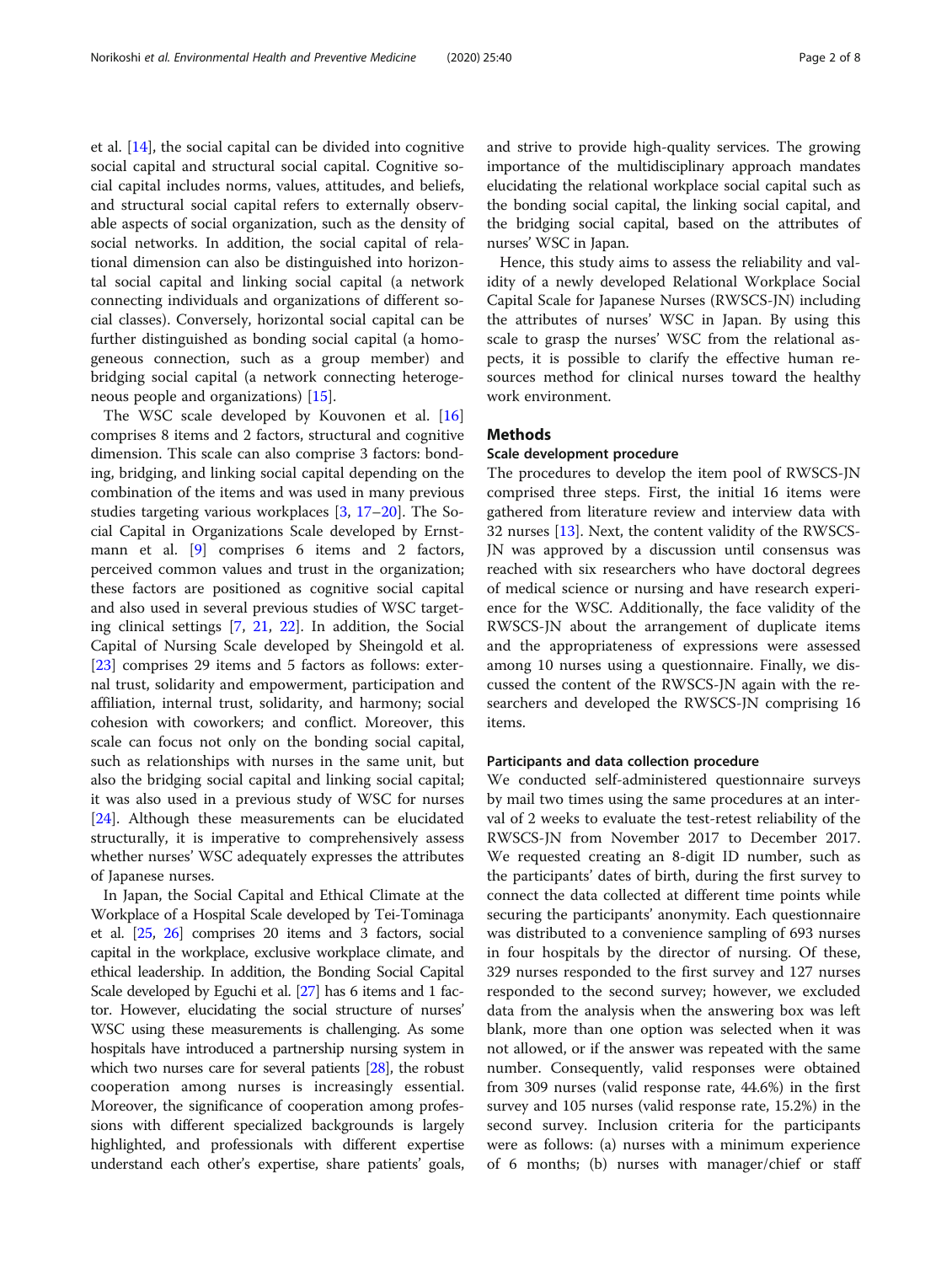et al. [14], the social capital can be divided into cognitive social capital and structural social capital. Cognitive social capital includes norms, values, attitudes, and beliefs, and structural social capital refers to externally observable aspects of social organization, such as the density of social networks. In addition, the social capital of relational dimension can also be distinguished into horizontal social capital and linking social capital (a network connecting individuals and organizations of different social classes). Conversely, horizontal social capital can be further distinguished as bonding social capital (a homogeneous connection, such as a group member) and bridging social capital (a network connecting heterogeneous people and organizations) [15].

The WSC scale developed by Kouvonen et al. [16] comprises 8 items and 2 factors, structural and cognitive dimension. This scale can also comprise 3 factors: bonding, bridging, and linking social capital depending on the combination of the items and was used in many previous studies targeting various workplaces [3, 17–20]. The Social Capital in Organizations Scale developed by Ernstmann et al. [9] comprises 6 items and 2 factors, perceived common values and trust in the organization; these factors are positioned as cognitive social capital and also used in several previous studies of WSC targeting clinical settings [7, 21, 22]. In addition, the Social Capital of Nursing Scale developed by Sheingold et al. [23] comprises 29 items and 5 factors as follows: external trust, solidarity and empowerment, participation and affiliation, internal trust, solidarity, and harmony; social cohesion with coworkers; and conflict. Moreover, this scale can focus not only on the bonding social capital, such as relationships with nurses in the same unit, but also the bridging social capital and linking social capital; it was also used in a previous study of WSC for nurses [24]. Although these measurements can be elucidated structurally, it is imperative to comprehensively assess whether nurses' WSC adequately expresses the attributes of Japanese nurses.

In Japan, the Social Capital and Ethical Climate at the Workplace of a Hospital Scale developed by Tei-Tominaga et al. [25, 26] comprises 20 items and 3 factors, social capital in the workplace, exclusive workplace climate, and ethical leadership. In addition, the Bonding Social Capital Scale developed by Eguchi et al. [27] has 6 items and 1 factor. However, elucidating the social structure of nurses' WSC using these measurements is challenging. As some hospitals have introduced a partnership nursing system in which two nurses care for several patients [28], the robust cooperation among nurses is increasingly essential. Moreover, the significance of cooperation among professions with different specialized backgrounds is largely highlighted, and professionals with different expertise understand each other's expertise, share patients' goals, and strive to provide high-quality services. The growing importance of the multidisciplinary approach mandates elucidating the relational workplace social capital such as the bonding social capital, the linking social capital, and the bridging social capital, based on the attributes of nurses' WSC in Japan.

Hence, this study aims to assess the reliability and validity of a newly developed Relational Workplace Social Capital Scale for Japanese Nurses (RWSCS-JN) including the attributes of nurses' WSC in Japan. By using this scale to grasp the nurses' WSC from the relational aspects, it is possible to clarify the effective human resources method for clinical nurses toward the healthy work environment.

## Methods

### Scale development procedure

The procedures to develop the item pool of RWSCS-JN comprised three steps. First, the initial 16 items were gathered from literature review and interview data with 32 nurses [13]. Next, the content validity of the RWSCS-JN was approved by a discussion until consensus was reached with six researchers who have doctoral degrees of medical science or nursing and have research experience for the WSC. Additionally, the face validity of the RWSCS-JN about the arrangement of duplicate items and the appropriateness of expressions were assessed among 10 nurses using a questionnaire. Finally, we discussed the content of the RWSCS-JN again with the researchers and developed the RWSCS-JN comprising 16 items.

### Participants and data collection procedure

We conducted self-administered questionnaire surveys by mail two times using the same procedures at an interval of 2 weeks to evaluate the test-retest reliability of the RWSCS-JN from November 2017 to December 2017. We requested creating an 8-digit ID number, such as the participants' dates of birth, during the first survey to connect the data collected at different time points while securing the participants' anonymity. Each questionnaire was distributed to a convenience sampling of 693 nurses in four hospitals by the director of nursing. Of these, 329 nurses responded to the first survey and 127 nurses responded to the second survey; however, we excluded data from the analysis when the answering box was left blank, more than one option was selected when it was not allowed, or if the answer was repeated with the same number. Consequently, valid responses were obtained from 309 nurses (valid response rate, 44.6%) in the first survey and 105 nurses (valid response rate, 15.2%) in the second survey. Inclusion criteria for the participants were as follows: (a) nurses with a minimum experience of 6 months; (b) nurses with manager/chief or staff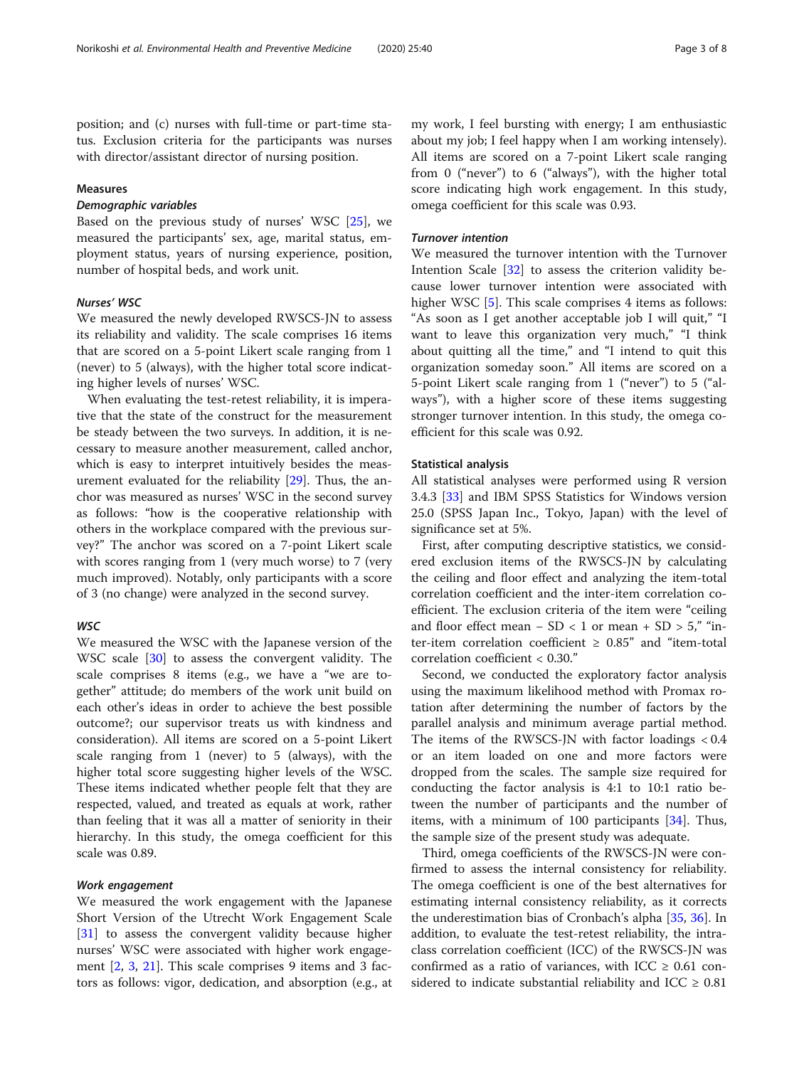position; and (c) nurses with full-time or part-time status. Exclusion criteria for the participants was nurses with director/assistant director of nursing position.

### Measures

#### *Demographic variables*

Based on the previous study of nurses' WSC [25], we measured the participants' sex, age, marital status, employment status, years of nursing experience, position, number of hospital beds, and work unit.

#### *Nurses' WSC*

We measured the newly developed RWSCS-JN to assess its reliability and validity. The scale comprises 16 items that are scored on a 5-point Likert scale ranging from 1 (never) to 5 (always), with the higher total score indicating higher levels of nurses' WSC.

When evaluating the test-retest reliability, it is imperative that the state of the construct for the measurement be steady between the two surveys. In addition, it is necessary to measure another measurement, called anchor, which is easy to interpret intuitively besides the measurement evaluated for the reliability [29]. Thus, the anchor was measured as nurses' WSC in the second survey as follows: "how is the cooperative relationship with others in the workplace compared with the previous survey?" The anchor was scored on a 7-point Likert scale with scores ranging from 1 (very much worse) to 7 (very much improved). Notably, only participants with a score of 3 (no change) were analyzed in the second survey.

#### *WSC*

We measured the WSC with the Japanese version of the WSC scale [30] to assess the convergent validity. The scale comprises 8 items (e.g., we have a "we are together" attitude; do members of the work unit build on each other's ideas in order to achieve the best possible outcome?; our supervisor treats us with kindness and consideration). All items are scored on a 5-point Likert scale ranging from 1 (never) to 5 (always), with the higher total score suggesting higher levels of the WSC. These items indicated whether people felt that they are respected, valued, and treated as equals at work, rather than feeling that it was all a matter of seniority in their hierarchy. In this study, the omega coefficient for this scale was 0.89.

#### *Work engagement*

We measured the work engagement with the Japanese Short Version of the Utrecht Work Engagement Scale [31] to assess the convergent validity because higher nurses' WSC were associated with higher work engagement [2, 3, 21]. This scale comprises 9 items and 3 factors as follows: vigor, dedication, and absorption (e.g., at my work, I feel bursting with energy; I am enthusiastic about my job; I feel happy when I am working intensely). All items are scored on a 7-point Likert scale ranging from 0 ("never") to 6 ("always"), with the higher total score indicating high work engagement. In this study, omega coefficient for this scale was 0.93.

#### *Turnover intention*

We measured the turnover intention with the Turnover Intention Scale [32] to assess the criterion validity because lower turnover intention were associated with higher WSC [5]. This scale comprises 4 items as follows: "As soon as I get another acceptable job I will quit," "I want to leave this organization very much," "I think about quitting all the time," and "I intend to quit this organization someday soon." All items are scored on a 5-point Likert scale ranging from 1 ("never") to 5 ("always"), with a higher score of these items suggesting stronger turnover intention. In this study, the omega coefficient for this scale was 0.92.

### Statistical analysis

All statistical analyses were performed using R version 3.4.3 [33] and IBM SPSS Statistics for Windows version 25.0 (SPSS Japan Inc., Tokyo, Japan) with the level of significance set at 5%.

First, after computing descriptive statistics, we considered exclusion items of the RWSCS-JN by calculating the ceiling and floor effect and analyzing the item-total correlation coefficient and the inter-item correlation coefficient. The exclusion criteria of the item were "ceiling and floor effect mean − SD < 1 or mean + SD > 5," "inter-item correlation coefficient ≥ 0.85" and "item-total correlation coefficient < 0.30."

Second, we conducted the exploratory factor analysis using the maximum likelihood method with Promax rotation after determining the number of factors by the parallel analysis and minimum average partial method. The items of the RWSCS-JN with factor loadings < 0.4 or an item loaded on one and more factors were dropped from the scales. The sample size required for conducting the factor analysis is 4:1 to 10:1 ratio between the number of participants and the number of items, with a minimum of 100 participants [34]. Thus, the sample size of the present study was adequate.

Third, omega coefficients of the RWSCS-JN were confirmed to assess the internal consistency for reliability. The omega coefficient is one of the best alternatives for estimating internal consistency reliability, as it corrects the underestimation bias of Cronbach's alpha [35, 36]. In addition, to evaluate the test-retest reliability, the intraclass correlation coefficient (ICC) of the RWSCS-JN was confirmed as a ratio of variances, with ICC ≥ 0.61 considered to indicate substantial reliability and ICC ≥ 0.81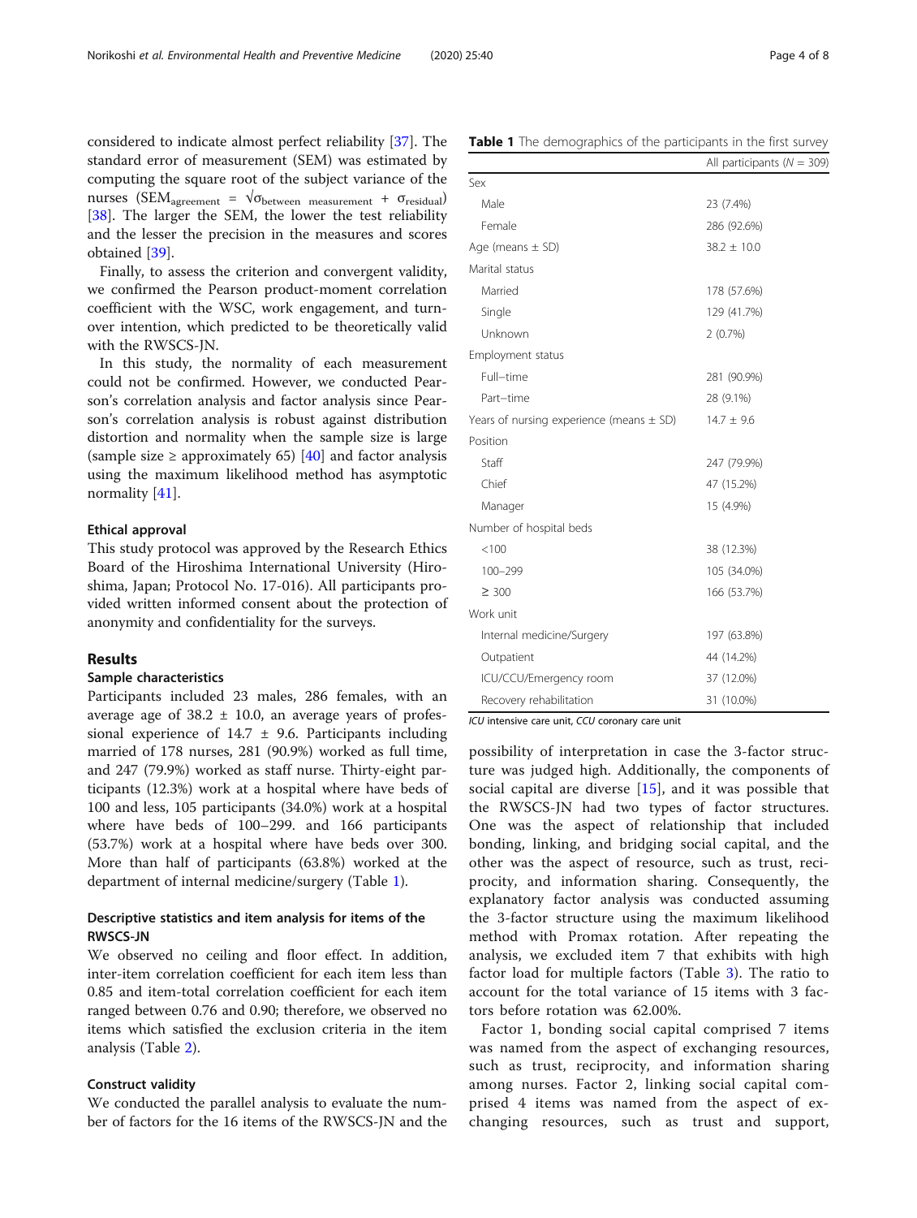considered to indicate almost perfect reliability [37]. The standard error of measurement (SEM) was estimated by computing the square root of the subject variance of the nurses ($SEM_{agreement} = \sqrt{\sigma_{between\ measurement} + \sigma_{residual}}$) [38]. The larger the SEM, the lower the test reliability and the lesser the precision in the measures and scores obtained [39].

Finally, to assess the criterion and convergent validity, we confirmed the Pearson product-moment correlation coefficient with the WSC, work engagement, and turnover intention, which predicted to be theoretically valid with the RWSCS-JN.

In this study, the normality of each measurement could not be confirmed. However, we conducted Pearson's correlation analysis and factor analysis since Pearson's correlation analysis is robust against distribution distortion and normality when the sample size is large (sample size ≥ approximately 65) [40] and factor analysis using the maximum likelihood method has asymptotic normality [41].

### Ethical approval

This study protocol was approved by the Research Ethics Board of the Hiroshima International University (Hiroshima, Japan; Protocol No. 17-016). All participants provided written informed consent about the protection of anonymity and confidentiality for the surveys.

## Results

### Sample characteristics

Participants included 23 males, 286 females, with an average age of 38.2 ± 10.0, an average years of professional experience of 14.7 ± 9.6. Participants including married of 178 nurses, 281 (90.9%) worked as full time, and 247 (79.9%) worked as staff nurse. Thirty-eight participants (12.3%) work at a hospital where have beds of 100 and less, 105 participants (34.0%) work at a hospital where have beds of 100–299. and 166 participants (53.7%) work at a hospital where have beds over 300. More than half of participants (63.8%) worked at the department of internal medicine/surgery (Table 1).

**Table 1** The demographics of the participants in the first survey

| | All participants (*N* = 309) |
|---|---|
| Sex | |
| Male | 23 (7.4%) |
| Female | 286 (92.6%) |
| Age (means ± SD) | 38.2 ± 10.0 |
| Marital status | |
| Married | 178 (57.6%) |
| Single | 129 (41.7%) |
| Unknown | 2 (0.7%) |
| Employment status | |
| Full–time | 281 (90.9%) |
| Part–time | 28 (9.1%) |
| Years of nursing experience (means ± SD) | 14.7 ± 9.6 |
| Position | |
| Staff | 247 (79.9%) |
| Chief | 47 (15.2%) |
| Manager | 15 (4.9%) |
| Number of hospital beds | |
| <100 | 38 (12.3%) |
| 100–299 | 105 (34.0%) |
| ≥ 300 | 166 (53.7%) |
| Work unit | |
| Internal medicine/Surgery | 197 (63.8%) |
| Outpatient | 44 (14.2%) |
| ICU/CCU/Emergency room | 37 (12.0%) |
| Recovery rehabilitation | 31 (10.0%) |

*ICU* intensive care unit, *CCU* coronary care unit

### Descriptive statistics and item analysis for items of the RWSCS-JN

We observed no ceiling and floor effect. In addition, inter-item correlation coefficient for each item less than 0.85 and item-total correlation coefficient for each item ranged between 0.76 and 0.90; therefore, we observed no items which satisfied the exclusion criteria in the item analysis (Table 2).

### Construct validity

We conducted the parallel analysis to evaluate the number of factors for the 16 items of the RWSCS-JN and the possibility of interpretation in case the 3-factor structure was judged high. Additionally, the components of social capital are diverse [15], and it was possible that the RWSCS-JN had two types of factor structures. One was the aspect of relationship that included bonding, linking, and bridging social capital, and the other was the aspect of resource, such as trust, reciprocity, and information sharing. Consequently, the explanatory factor analysis was conducted assuming the 3-factor structure using the maximum likelihood method with Promax rotation. After repeating the analysis, we excluded item 7 that exhibits with high factor load for multiple factors (Table 3). The ratio to account for the total variance of 15 items with 3 factors before rotation was 62.00%.

Factor 1, bonding social capital comprised 7 items was named from the aspect of exchanging resources, such as trust, reciprocity, and information sharing among nurses. Factor 2, linking social capital comprised 4 items was named from the aspect of exchanging resources, such as trust and support,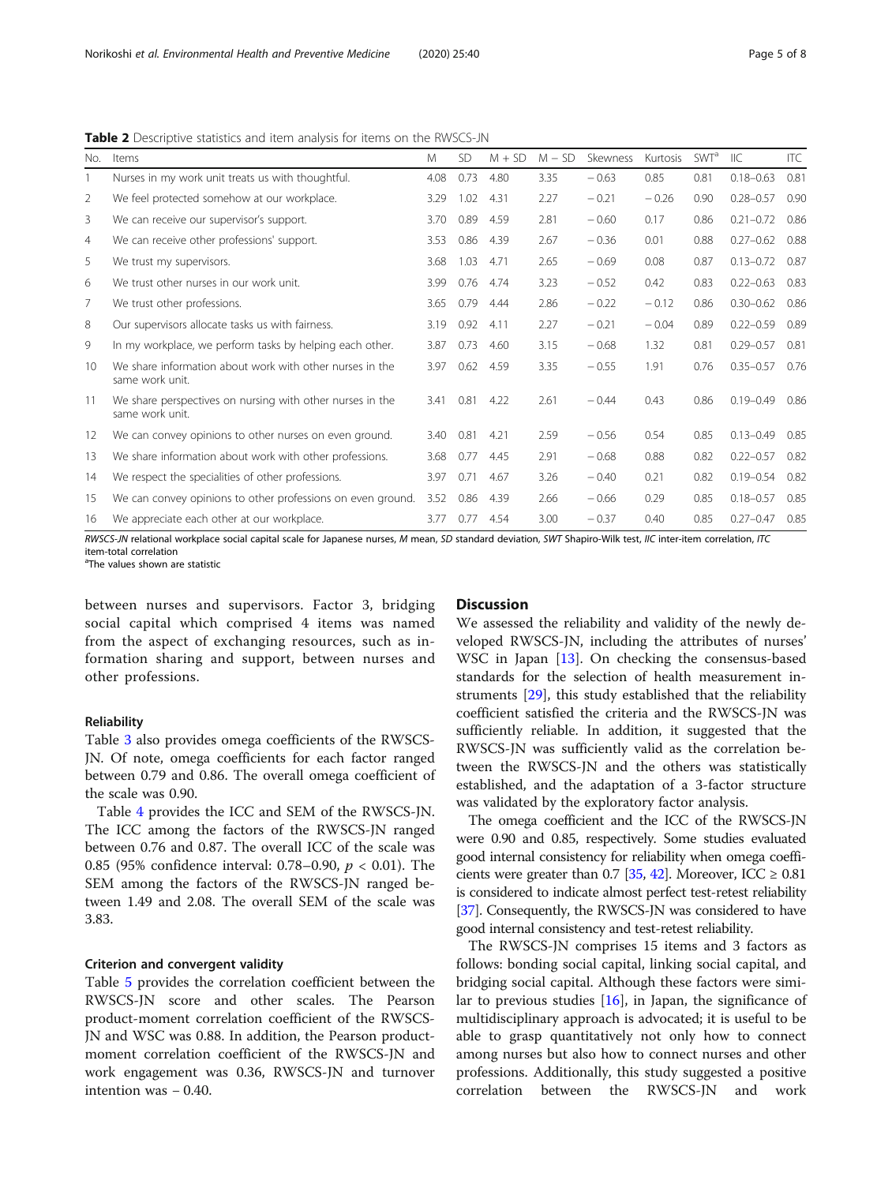**Table 2** Descriptive statistics and item analysis for items on the RWSCS-JN

| No. | Items | M | SD | M + SD | M − SD | Skewness | Kurtosis | SWT[a] | IIC | ITC |
|---|---|---|---|---|---|---|---|---|---|---|
| 1 | Nurses in my work unit treats us with thoughtful. | 4.08 | 0.73 | 4.80 | 3.35 | − 0.63 | 0.85 | 0.81 | 0.18–0.63 | 0.81 |
| 2 | We feel protected somehow at our workplace. | 3.29 | 1.02 | 4.31 | 2.27 | − 0.21 | − 0.26 | 0.90 | 0.28–0.57 | 0.90 |
| 3 | We can receive our supervisor's support. | 3.70 | 0.89 | 4.59 | 2.81 | − 0.60 | 0.17 | 0.86 | 0.21–0.72 | 0.86 |
| 4 | We can receive other professions' support. | 3.53 | 0.86 | 4.39 | 2.67 | − 0.36 | 0.01 | 0.88 | 0.27–0.62 | 0.88 |
| 5 | We trust my supervisors. | 3.68 | 1.03 | 4.71 | 2.65 | − 0.69 | 0.08 | 0.87 | 0.13–0.72 | 0.87 |
| 6 | We trust other nurses in our work unit. | 3.99 | 0.76 | 4.74 | 3.23 | − 0.52 | 0.42 | 0.83 | 0.22–0.63 | 0.83 |
| 7 | We trust other professions. | 3.65 | 0.79 | 4.44 | 2.86 | − 0.22 | − 0.12 | 0.86 | 0.30–0.62 | 0.86 |
| 8 | Our supervisors allocate tasks us with fairness. | 3.19 | 0.92 | 4.11 | 2.27 | − 0.21 | − 0.04 | 0.89 | 0.22–0.59 | 0.89 |
| 9 | In my workplace, we perform tasks by helping each other. | 3.87 | 0.73 | 4.60 | 3.15 | − 0.68 | 1.32 | 0.81 | 0.29–0.57 | 0.81 |
| 10 | We share information about work with other nurses in the same work unit. | 3.97 | 0.62 | 4.59 | 3.35 | − 0.55 | 1.91 | 0.76 | 0.35–0.57 | 0.76 |
| 11 | We share perspectives on nursing with other nurses in the same work unit. | 3.41 | 0.81 | 4.22 | 2.61 | − 0.44 | 0.43 | 0.86 | 0.19–0.49 | 0.86 |
| 12 | We can convey opinions to other nurses on even ground. | 3.40 | 0.81 | 4.21 | 2.59 | − 0.56 | 0.54 | 0.85 | 0.13–0.49 | 0.85 |
| 13 | We share information about work with other professions. | 3.68 | 0.77 | 4.45 | 2.91 | − 0.68 | 0.88 | 0.82 | 0.22–0.57 | 0.82 |
| 14 | We respect the specialities of other professions. | 3.97 | 0.71 | 4.67 | 3.26 | − 0.40 | 0.21 | 0.82 | 0.19–0.54 | 0.82 |
| 15 | We can convey opinions to other professions on even ground. | 3.52 | 0.86 | 4.39 | 2.66 | − 0.66 | 0.29 | 0.85 | 0.18–0.57 | 0.85 |
| 16 | We appreciate each other at our workplace. | 3.77 | 0.77 | 4.54 | 3.00 | − 0.37 | 0.40 | 0.85 | 0.27–0.47 | 0.85 |

*RWSCS-JN* relational workplace social capital scale for Japanese nurses, *M* mean, *SD* standard deviation, *SWT* Shapiro-Wilk test, *IIC* inter-item correlation, *ITC* item-total correlation
[a]The values shown are statistic

between nurses and supervisors. Factor 3, bridging social capital which comprised 4 items was named from the aspect of exchanging resources, such as information sharing and support, between nurses and other professions.

### Reliability

Table 3 also provides omega coefficients of the RWSCS-JN. Of note, omega coefficients for each factor ranged between 0.79 and 0.86. The overall omega coefficient of the scale was 0.90.

Table 4 provides the ICC and SEM of the RWSCS-JN. The ICC among the factors of the RWSCS-JN ranged between 0.76 and 0.87. The overall ICC of the scale was 0.85 (95% confidence interval: 0.78–0.90, $p < 0.01$). The SEM among the factors of the RWSCS-JN ranged between 1.49 and 2.08. The overall SEM of the scale was 3.83.

### Criterion and convergent validity

Table 5 provides the correlation coefficient between the RWSCS-JN score and other scales. The Pearson product-moment correlation coefficient of the RWSCS-JN and WSC was 0.88. In addition, the Pearson product-moment correlation coefficient of the RWSCS-JN and work engagement was 0.36, RWSCS-JN and turnover intention was − 0.40.

## Discussion

We assessed the reliability and validity of the newly developed RWSCS-JN, including the attributes of nurses' WSC in Japan [13]. On checking the consensus-based standards for the selection of health measurement instruments [29], this study established that the reliability coefficient satisfied the criteria and the RWSCS-JN was sufficiently reliable. In addition, it suggested that the RWSCS-JN was sufficiently valid as the correlation between the RWSCS-JN and the others was statistically established, and the adaptation of a 3-factor structure was validated by the exploratory factor analysis.

The omega coefficient and the ICC of the RWSCS-JN were 0.90 and 0.85, respectively. Some studies evaluated good internal consistency for reliability when omega coefficients were greater than 0.7 [35, 42]. Moreover, ICC ≥ 0.81 is considered to indicate almost perfect test-retest reliability [37]. Consequently, the RWSCS-JN was considered to have good internal consistency and test-retest reliability.

The RWSCS-JN comprises 15 items and 3 factors as follows: bonding social capital, linking social capital, and bridging social capital. Although these factors were similar to previous studies [16], in Japan, the significance of multidisciplinary approach is advocated; it is useful to be able to grasp quantitatively not only how to connect among nurses but also how to connect nurses and other professions. Additionally, this study suggested a positive correlation between the RWSCS-JN and work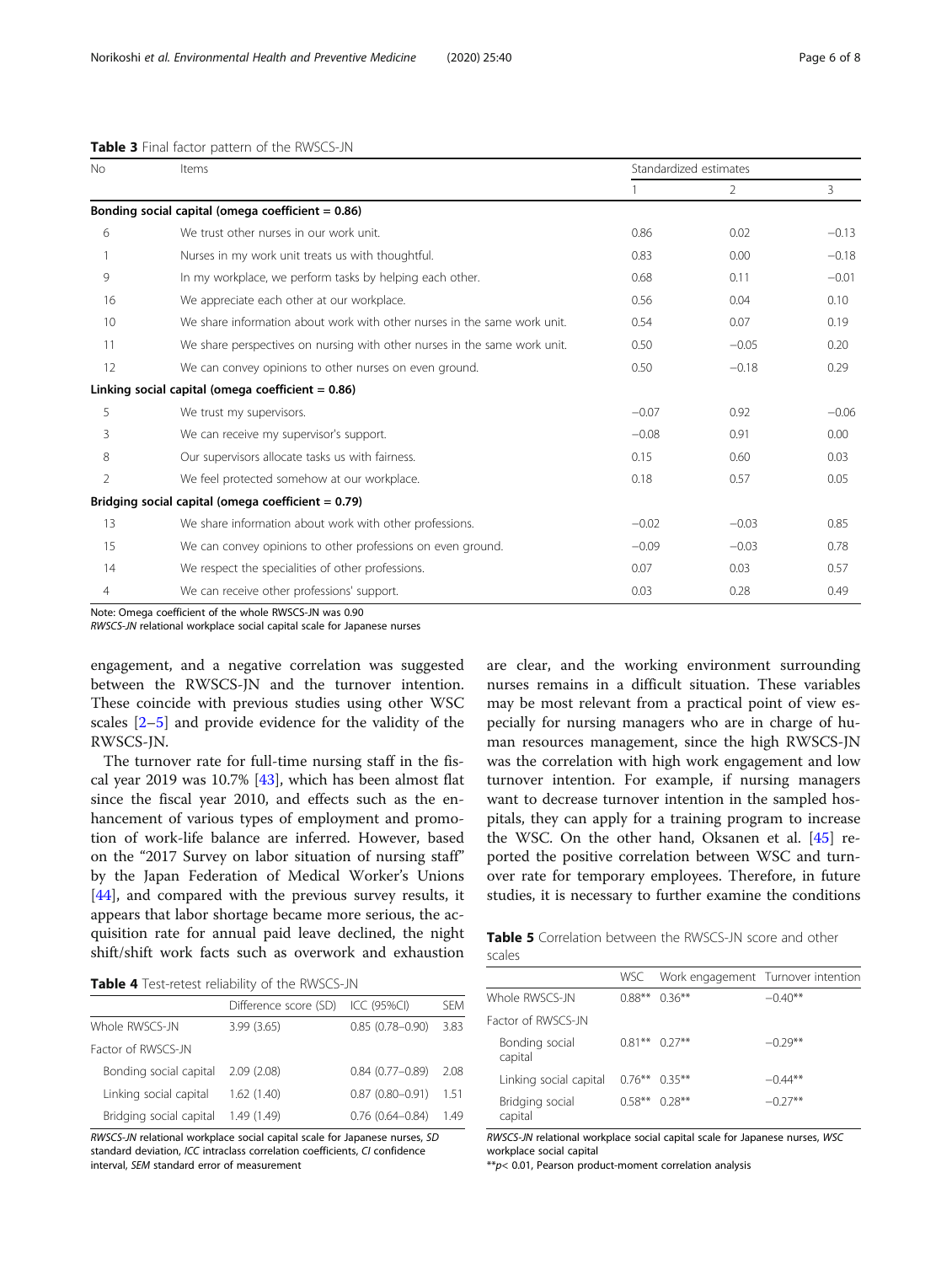**Table 3** Final factor pattern of the RWSCS-JN

| No | Items | Standardized estimates | | |
|---|---|---|---|---|
| | | 1 | 2 | 3 |
| **Bonding social capital (omega coefficient = 0.86)** | | | | |
| 6 | We trust other nurses in our work unit. | 0.86 | 0.02 | −0.13 |
| 1 | Nurses in my work unit treats us with thoughtful. | 0.83 | 0.00 | −0.18 |
| 9 | In my workplace, we perform tasks by helping each other. | 0.68 | 0.11 | −0.01 |
| 16 | We appreciate each other at our workplace. | 0.56 | 0.04 | 0.10 |
| 10 | We share information about work with other nurses in the same work unit. | 0.54 | 0.07 | 0.19 |
| 11 | We share perspectives on nursing with other nurses in the same work unit. | 0.50 | −0.05 | 0.20 |
| 12 | We can convey opinions to other nurses on even ground. | 0.50 | −0.18 | 0.29 |
| **Linking social capital (omega coefficient = 0.86)** | | | | |
| 5 | We trust my supervisors. | −0.07 | 0.92 | −0.06 |
| 3 | We can receive my supervisor's support. | −0.08 | 0.91 | 0.00 |
| 8 | Our supervisors allocate tasks us with fairness. | 0.15 | 0.60 | 0.03 |
| 2 | We feel protected somehow at our workplace. | 0.18 | 0.57 | 0.05 |
| **Bridging social capital (omega coefficient = 0.79)** | | | | |
| 13 | We share information about work with other professions. | −0.02 | −0.03 | 0.85 |
| 15 | We can convey opinions to other professions on even ground. | −0.09 | −0.03 | 0.78 |
| 14 | We respect the specialities of other professions. | 0.07 | 0.03 | 0.57 |
| 4 | We can receive other professions' support. | 0.03 | 0.28 | 0.49 |

Note: Omega coefficient of the whole RWSCS-JN was 0.90
*RWSCS-JN* relational workplace social capital scale for Japanese nurses

engagement, and a negative correlation was suggested between the RWSCS-JN and the turnover intention. These coincide with previous studies using other WSC scales [2–5] and provide evidence for the validity of the RWSCS-JN.

The turnover rate for full-time nursing staff in the fiscal year 2019 was 10.7% [43], which has been almost flat since the fiscal year 2010, and effects such as the enhancement of various types of employment and promotion of work-life balance are inferred. However, based on the "2017 Survey on labor situation of nursing staff" by the Japan Federation of Medical Worker's Unions [44], and compared with the previous survey results, it appears that labor shortage became more serious, the acquisition rate for annual paid leave declined, the night shift/shift work facts such as overwork and exhaustion are clear, and the working environment surrounding nurses remains in a difficult situation. These variables may be most relevant from a practical point of view especially for nursing managers who are in charge of human resources management, since the high RWSCS-JN was the correlation with high work engagement and low turnover intention. For example, if nursing managers want to decrease turnover intention in the sampled hospitals, they can apply for a training program to increase the WSC. On the other hand, Oksanen et al. [45] reported the positive correlation between WSC and turnover rate for temporary employees. Therefore, in future studies, it is necessary to further examine the conditions

**Table 4** Test-retest reliability of the RWSCS-JN

| | Difference score (SD) | ICC (95%CI) | SEM |
|---|---|---|---|
| Whole RWSCS-JN | 3.99 (3.65) | 0.85 (0.78–0.90) | 3.83 |
| Factor of RWSCS-JN | | | |
| Bonding social capital | 2.09 (2.08) | 0.84 (0.77–0.89) | 2.08 |
| Linking social capital | 1.62 (1.40) | 0.87 (0.80–0.91) | 1.51 |
| Bridging social capital | 1.49 (1.49) | 0.76 (0.64–0.84) | 1.49 |

*RWSCS-JN* relational workplace social capital scale for Japanese nurses, *SD* standard deviation, *ICC* intraclass correlation coefficients, *CI* confidence interval, *SEM* standard error of measurement

**Table 5** Correlation between the RWSCS-JN score and other scales

| | WSC | Work engagement | Turnover intention |
|---|---|---|---|
| Whole RWSCS-JN | 0.88** | 0.36** | −0.40** |
| Factor of RWSCS-JN | | | |
| Bonding social capital | 0.81** | 0.27** | −0.29** |
| Linking social capital | 0.76** | 0.35** | −0.44** |
| Bridging social capital | 0.58** | 0.28** | −0.27** |

*RWSCS-JN* relational workplace social capital scale for Japanese nurses, *WSC* workplace social capital
**$p < 0.01$, Pearson product-moment correlation analysis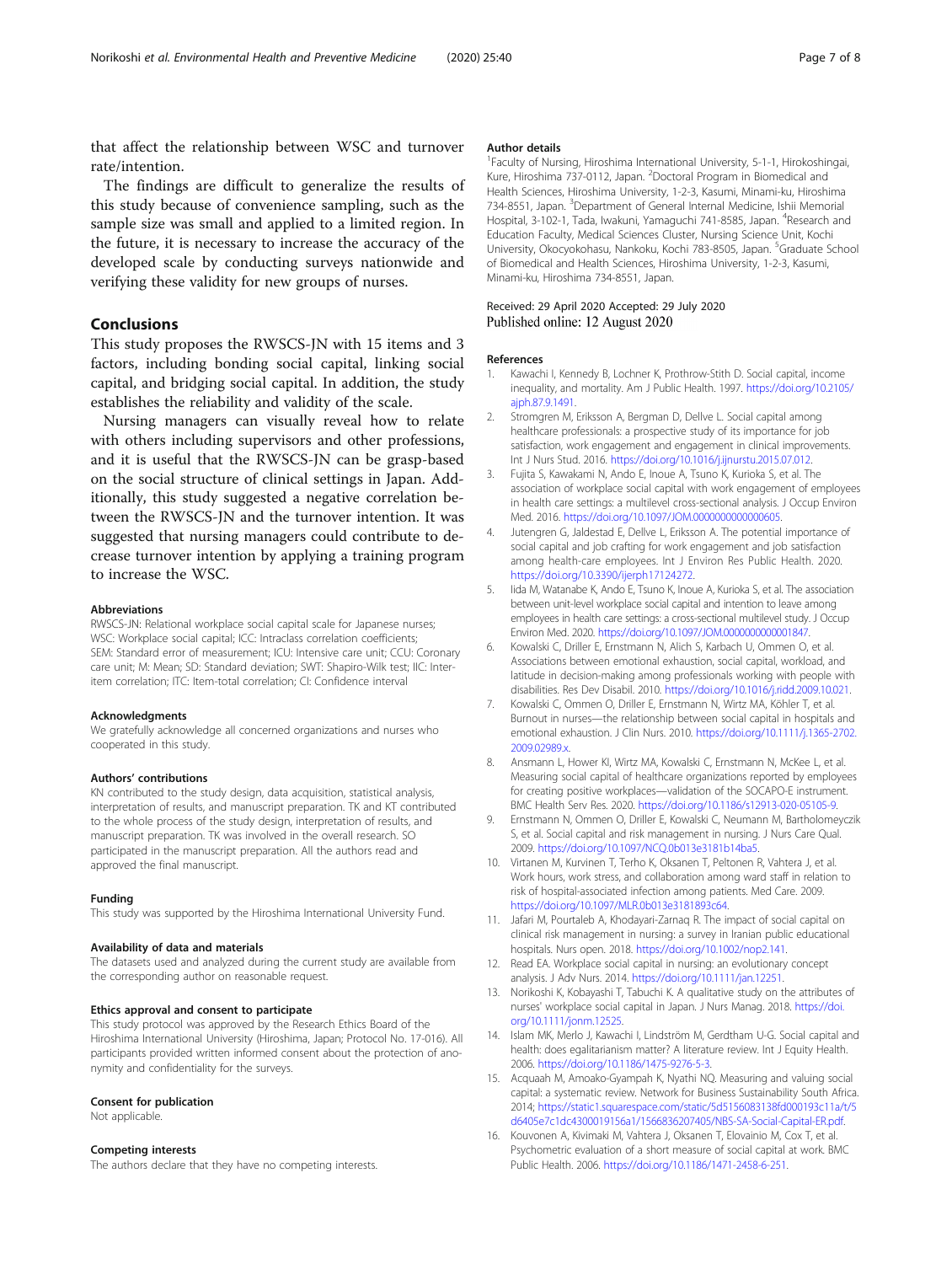that affect the relationship between WSC and turnover rate/intention.

The findings are difficult to generalize the results of this study because of convenience sampling, such as the sample size was small and applied to a limited region. In the future, it is necessary to increase the accuracy of the developed scale by conducting surveys nationwide and verifying these validity for new groups of nurses.

## Conclusions

This study proposes the RWSCS-JN with 15 items and 3 factors, including bonding social capital, linking social capital, and bridging social capital. In addition, the study establishes the reliability and validity of the scale.

Nursing managers can visually reveal how to relate with others including supervisors and other professions, and it is useful that the RWSCS-JN can be grasp-based on the social structure of clinical settings in Japan. Additionally, this study suggested a negative correlation between the RWSCS-JN and the turnover intention. It was suggested that nursing managers could contribute to decrease turnover intention by applying a training program to increase the WSC.

#### Abbreviations

RWSCS-JN: Relational workplace social capital scale for Japanese nurses; WSC: Workplace social capital; ICC: Intraclass correlation coefficients; SEM: Standard error of measurement; ICU: Intensive care unit; CCU: Coronary care unit; M: Mean; SD: Standard deviation; SWT: Shapiro-Wilk test; IIC: Inter-item correlation; ITC: Item-total correlation; CI: Confidence interval

#### Acknowledgments

We gratefully acknowledge all concerned organizations and nurses who cooperated in this study.

#### Authors' contributions

KN contributed to the study design, data acquisition, statistical analysis, interpretation of results, and manuscript preparation. TK and KT contributed to the whole process of the study design, interpretation of results, and manuscript preparation. TK was involved in the overall research. SO participated in the manuscript preparation. All the authors read and approved the final manuscript.

#### Funding

This study was supported by the Hiroshima International University Fund.

#### Availability of data and materials

The datasets used and analyzed during the current study are available from the corresponding author on reasonable request.

#### Ethics approval and consent to participate

This study protocol was approved by the Research Ethics Board of the Hiroshima International University (Hiroshima, Japan; Protocol No. 17-016). All participants provided written informed consent about the protection of anonymity and confidentiality for the surveys.

#### Consent for publication

Not applicable.

#### Competing interests

The authors declare that they have no competing interests.

#### Author details

[1]Faculty of Nursing, Hiroshima International University, 5-1-1, Hirokoshingai, Kure, Hiroshima 737-0112, Japan. [2]Doctoral Program in Biomedical and Health Sciences, Hiroshima University, 1-2-3, Kasumi, Minami-ku, Hiroshima 734-8551, Japan. [3]Department of General Internal Medicine, Ishii Memorial Hospital, 3-102-1, Tada, Iwakuni, Yamaguchi 741-8585, Japan. [4]Research and Education Faculty, Medical Sciences Cluster, Nursing Science Unit, Kochi University, Okocyokohasu, Nankoku, Kochi 783-8505, Japan. [5]Graduate School of Biomedical and Health Sciences, Hiroshima University, 1-2-3, Kasumi, Minami-ku, Hiroshima 734-8551, Japan.

Received: 29 April 2020 Accepted: 29 July 2020
Published online: 12 August 2020

#### References

1. Kawachi I, Kennedy B, Lochner K, Prothrow-Stith D. Social capital, income inequality, and mortality. Am J Public Health. 1997. https://doi.org/10.2105/ajph.87.9.1491.
2. Stromgren M, Eriksson A, Bergman D, Dellve L. Social capital among healthcare professionals: a prospective study of its importance for job satisfaction, work engagement and engagement in clinical improvements. Int J Nurs Stud. 2016. https://doi.org/10.1016/j.ijnurstu.2015.07.012.
3. Fujita S, Kawakami N, Ando E, Inoue A, Tsuno K, Kurioka S, et al. The association of workplace social capital with work engagement of employees in health care settings: a multilevel cross-sectional analysis. J Occup Environ Med. 2016. https://doi.org/10.1097/JOM.0000000000000605.
4. Jutengren G, Jaldestad E, Dellve L, Eriksson A. The potential importance of social capital and job crafting for work engagement and job satisfaction among health-care employees. Int J Environ Res Public Health. 2020. https://doi.org/10.3390/ijerph17124272.
5. Iida M, Watanabe K, Ando E, Tsuno K, Inoue A, Kurioka S, et al. The association between unit-level workplace social capital and intention to leave among employees in health care settings: a cross-sectional multilevel study. J Occup Environ Med. 2020. https://doi.org/10.1097/JOM.0000000000001847.
6. Kowalski C, Driller E, Ernstmann N, Alich S, Karbach U, Ommen O, et al. Associations between emotional exhaustion, social capital, workload, and latitude in decision-making among professionals working with people with disabilities. Res Dev Disabil. 2010. https://doi.org/10.1016/j.ridd.2009.10.021.
7. Kowalski C, Ommen O, Driller E, Ernstmann N, Wirtz MA, Köhler T, et al. Burnout in nurses—the relationship between social capital in hospitals and emotional exhaustion. J Clin Nurs. 2010. https://doi.org/10.1111/j.1365-2702.2009.02989.x.
8. Ansmann L, Hower KI, Wirtz MA, Kowalski C, Ernstmann N, McKee L, et al. Measuring social capital of healthcare organizations reported by employees for creating positive workplaces—validation of the SOCAPO-E instrument. BMC Health Serv Res. 2020. https://doi.org/10.1186/s12913-020-05105-9.
9. Ernstmann N, Ommen O, Driller E, Kowalski C, Neumann M, Bartholomeyczik S, et al. Social capital and risk management in nursing. J Nurs Care Qual. 2009. https://doi.org/10.1097/NCQ.0b013e3181b14ba5.
10. Virtanen M, Kurvinen T, Terho K, Oksanen T, Peltonen R, Vahtera J, et al. Work hours, work stress, and collaboration among ward staff in relation to risk of hospital-associated infection among patients. Med Care. 2009. https://doi.org/10.1097/MLR.0b013e3181893c64.
11. Jafari M, Pourtaleb A, Khodayari-Zarnaq R. The impact of social capital on clinical risk management in nursing: a survey in Iranian public educational hospitals. Nurs open. 2018. https://doi.org/10.1002/nop2.141.
12. Read EA. Workplace social capital in nursing: an evolutionary concept analysis. J Adv Nurs. 2014. https://doi.org/10.1111/jan.12251.
13. Norikoshi K, Kobayashi T, Tabuchi K. A qualitative study on the attributes of nurses' workplace social capital in Japan. J Nurs Manag. 2018. https://doi.org/10.1111/jonm.12525.
14. Islam MK, Merlo J, Kawachi I, Lindström M, Gerdtham U-G. Social capital and health: does egalitarianism matter? A literature review. Int J Equity Health. 2006. https://doi.org/10.1186/1475-9276-5-3.
15. Acquaah M, Amoako-Gyampah K, Nyathi NQ. Measuring and valuing social capital: a systematic review. Network for Business Sustainability South Africa. 2014; https://static1.squarespace.com/static/5d5156083138fd000193c11a/t/5d6405e7c1dc4300019156a1/1566836207405/NBS-SA-Social-Capital-ER.pdf.
16. Kouvonen A, Kivimaki M, Vahtera J, Oksanen T, Elovainio M, Cox T, et al. Psychometric evaluation of a short measure of social capital at work. BMC Public Health. 2006. https://doi.org/10.1186/1471-2458-6-251.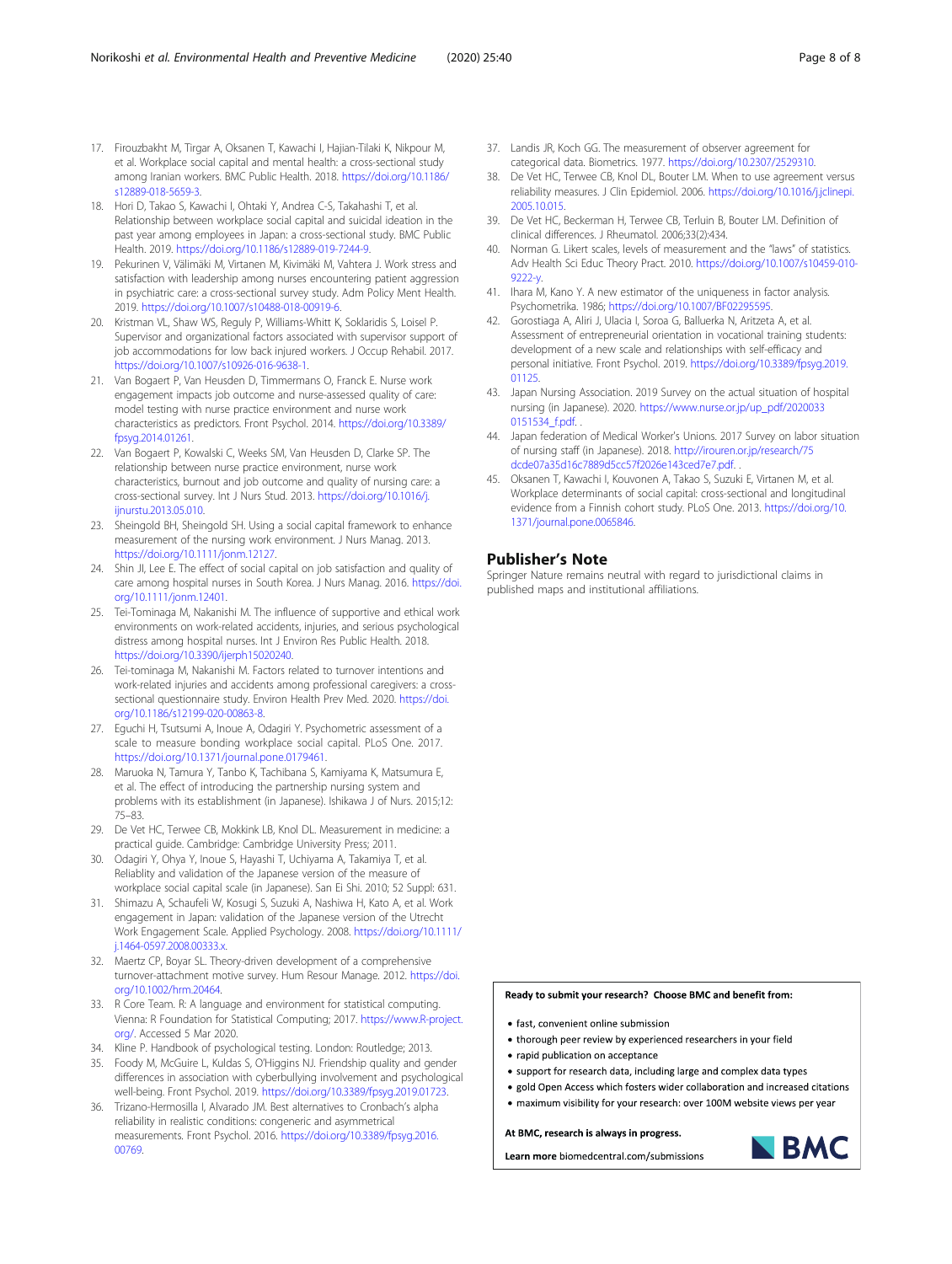17. Firouzbakht M, Tirgar A, Oksanen T, Kawachi I, Hajian-Tilaki K, Nikpour M, et al. Workplace social capital and mental health: a cross-sectional study among Iranian workers. BMC Public Health. 2018. https://doi.org/10.1186/s12889-018-5659-3.
18. Hori D, Takao S, Kawachi I, Ohtaki Y, Andrea C-S, Takahashi T, et al. Relationship between workplace social capital and suicidal ideation in the past year among employees in Japan: a cross-sectional study. BMC Public Health. 2019. https://doi.org/10.1186/s12889-019-7244-9.
19. Pekurinen V, Välimäki M, Virtanen M, Kivimäki M, Vahtera J. Work stress and satisfaction with leadership among nurses encountering patient aggression in psychiatric care: a cross-sectional survey study. Adm Policy Ment Health. 2019. https://doi.org/10.1007/s10488-018-00919-6.
20. Kristman VL, Shaw WS, Reguly P, Williams-Whitt K, Soklaridis S, Loisel P. Supervisor and organizational factors associated with supervisor support of job accommodations for low back injured workers. J Occup Rehabil. 2017. https://doi.org/10.1007/s10926-016-9638-1.
21. Van Bogaert P, Van Heusden D, Timmermans O, Franck E. Nurse work engagement impacts job outcome and nurse-assessed quality of care: model testing with nurse practice environment and nurse work characteristics as predictors. Front Psychol. 2014. https://doi.org/10.3389/fpsyg.2014.01261.
22. Van Bogaert P, Kowalski C, Weeks SM, Van Heusden D, Clarke SP. The relationship between nurse practice environment, nurse work characteristics, burnout and job outcome and quality of nursing care: a cross-sectional survey. Int J Nurs Stud. 2013. https://doi.org/10.1016/j.ijnurstu.2013.05.010.
23. Sheingold BH, Sheingold SH. Using a social capital framework to enhance measurement of the nursing work environment. J Nurs Manag. 2013. https://doi.org/10.1111/jonm.12127.
24. Shin JI, Lee E. The effect of social capital on job satisfaction and quality of care among hospital nurses in South Korea. J Nurs Manag. 2016. https://doi.org/10.1111/jonm.12401.
25. Tei-Tominaga M, Nakanishi M. The influence of supportive and ethical work environments on work-related accidents, injuries, and serious psychological distress among hospital nurses. Int J Environ Res Public Health. 2018. https://doi.org/10.3390/ijerph15020240.
26. Tei-tominaga M, Nakanishi M. Factors related to turnover intentions and work-related injuries and accidents among professional caregivers: a cross-sectional questionnaire study. Environ Health Prev Med. 2020. https://doi.org/10.1186/s12199-020-00863-8.
27. Eguchi H, Tsutsumi A, Inoue A, Odagiri Y. Psychometric assessment of a scale to measure bonding workplace social capital. PLoS One. 2017. https://doi.org/10.1371/journal.pone.0179461.
28. Maruoka N, Tamura Y, Tanbo K, Tachibana S, Kamiyama K, Matsumura E, et al. The effect of introducing the partnership nursing system and problems with its establishment (in Japanese). Ishikawa J of Nurs. 2015;12:75–83.
29. De Vet HC, Terwee CB, Mokkink LB, Knol DL. Measurement in medicine: a practical guide. Cambridge: Cambridge University Press; 2011.
30. Odagiri Y, Ohya Y, Inoue S, Hayashi T, Uchiyama A, Takamiya T, et al. Reliablity and validation of the Japanese version of the measure of workplace social capital scale (in Japanese). San Ei Shi. 2010; 52 Suppl: 631.
31. Shimazu A, Schaufeli W, Kosugi S, Suzuki A, Nashiwa H, Kato A, et al. Work engagement in Japan: validation of the Japanese version of the Utrecht Work Engagement Scale. Applied Psychology. 2008. https://doi.org/10.1111/j.1464-0597.2008.00333.x.
32. Maertz CP, Boyar SL. Theory-driven development of a comprehensive turnover-attachment motive survey. Hum Resour Manage. 2012. https://doi.org/10.1002/hrm.20464.
33. R Core Team. R: A language and environment for statistical computing. Vienna: R Foundation for Statistical Computing; 2017. https://www.R-project.org/. Accessed 5 Mar 2020.
34. Kline P. Handbook of psychological testing. London: Routledge; 2013.
35. Foody M, McGuire L, Kuldas S, O'Higgins NJ. Friendship quality and gender differences in association with cyberbullying involvement and psychological well-being. Front Psychol. 2019. https://doi.org/10.3389/fpsyg.2019.01723.
36. Trizano-Hermosilla I, Alvarado JM. Best alternatives to Cronbach's alpha reliability in realistic conditions: congeneric and asymmetrical measurements. Front Psychol. 2016. https://doi.org/10.3389/fpsyg.2016.00769.
37. Landis JR, Koch GG. The measurement of observer agreement for categorical data. Biometrics. 1977. https://doi.org/10.2307/2529310.
38. De Vet HC, Terwee CB, Knol DL, Bouter LM. When to use agreement versus reliability measures. J Clin Epidemiol. 2006. https://doi.org/10.1016/j.jclinepi.2005.10.015.
39. De Vet HC, Beckerman H, Terwee CB, Terluin B, Bouter LM. Definition of clinical differences. J Rheumatol. 2006;33(2):434.
40. Norman G. Likert scales, levels of measurement and the "laws" of statistics. Adv Health Sci Educ Theory Pract. 2010. https://doi.org/10.1007/s10459-010-9222-y.
41. Ihara M, Kano Y. A new estimator of the uniqueness in factor analysis. Psychometrika. 1986; https://doi.org/10.1007/BF02295595.
42. Gorostiaga A, Aliri J, Ulacia I, Soroa G, Balluerka N, Aritzeta A, et al. Assessment of entrepreneurial orientation in vocational training students: development of a new scale and relationships with self-efficacy and personal initiative. Front Psychol. 2019. https://doi.org/10.3389/fpsyg.2019.01125.
43. Japan Nursing Association. 2019 Survey on the actual situation of hospital nursing (in Japanese). 2020. https://www.nurse.or.jp/up_pdf/20200330151534_f.pdf. .
44. Japan federation of Medical Worker's Unions. 2017 Survey on labor situation of nursing staff (in Japanese). 2018. http://irouren.or.jp/research/75dcde07a35d16c7889d5cc57f2026e143ced7e7.pdf. .
45. Oksanen T, Kawachi I, Kouvonen A, Takao S, Suzuki E, Virtanen M, et al. Workplace determinants of social capital: cross-sectional and longitudinal evidence from a Finnish cohort study. PLoS One. 2013. https://doi.org/10.1371/journal.pone.0065846.

## Publisher's Note

Springer Nature remains neutral with regard to jurisdictional claims in published maps and institutional affiliations.

**Ready to submit your research? Choose BMC and benefit from:**

- fast, convenient online submission
- thorough peer review by experienced researchers in your field
- rapid publication on acceptance
- support for research data, including large and complex data types
- gold Open Access which fosters wider collaboration and increased citations
- maximum visibility for your research: over 100M website views per year

**At BMC, research is always in progress.**

**Learn more** biomedcentral.com/submissions

BMC